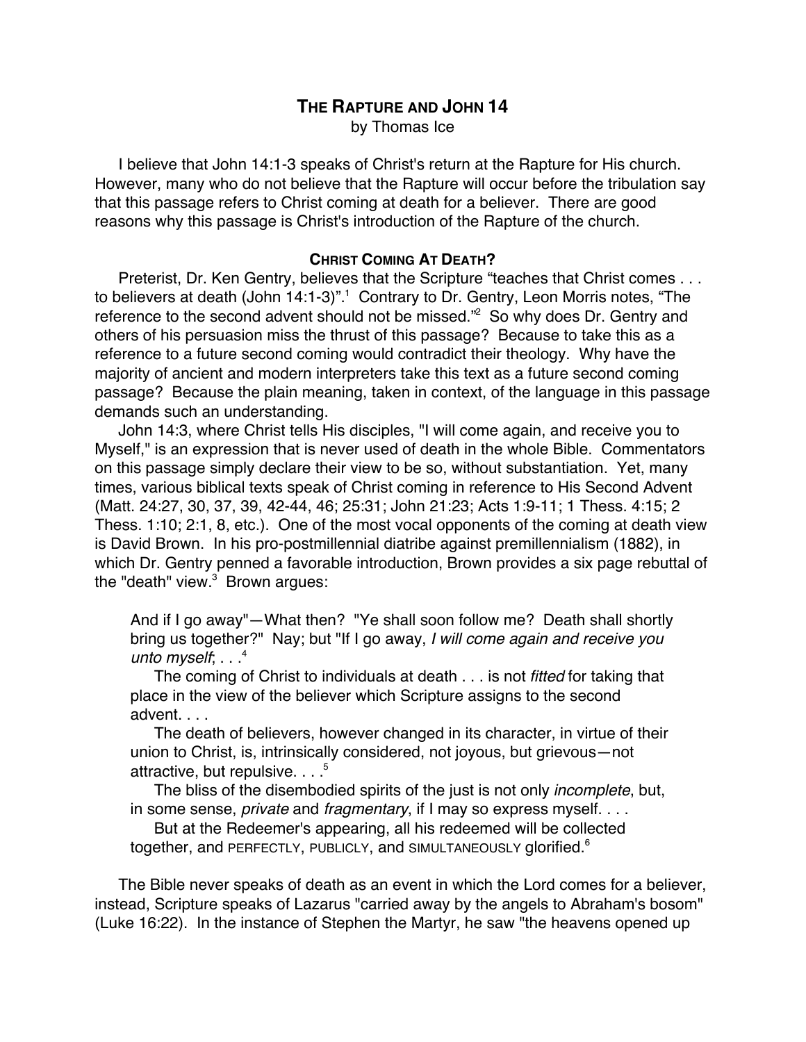# THE RAPTURE AND JOHN 14

by Thomas Ice

I believe that John 14:1-3 speaks of Christ's return at the Rapture for His church. However, many who do not believe that the Rapture will occur before the tribulation say that this passage refers to Christ coming at death for a believer. There are good reasons why this passage is Christ's introduction of the Rapture of the church.

## CHRIST COMING AT DEATH?

Preterist, Dr. Ken Gentry, believes that the Scripture "teaches that Christ comes . . . to believers at death (John 14:1-3)".[1] Contrary to Dr. Gentry, Leon Morris notes, "The reference to the second advent should not be missed."[2] So why does Dr. Gentry and others of his persuasion miss the thrust of this passage? Because to take this as a reference to a future second coming would contradict their theology. Why have the majority of ancient and modern interpreters take this text as a future second coming passage? Because the plain meaning, taken in context, of the language in this passage demands such an understanding.

John 14:3, where Christ tells His disciples, "I will come again, and receive you to Myself," is an expression that is never used of death in the whole Bible. Commentators on this passage simply declare their view to be so, without substantiation. Yet, many times, various biblical texts speak of Christ coming in reference to His Second Advent (Matt. 24:27, 30, 37, 39, 42-44, 46; 25:31; John 21:23; Acts 1:9-11; 1 Thess. 4:15; 2 Thess. 1:10; 2:1, 8, etc.). One of the most vocal opponents of the coming at death view is David Brown. In his pro-postmillennial diatribe against premillennialism (1882), in which Dr. Gentry penned a favorable introduction, Brown provides a six page rebuttal of the "death" view.[3] Brown argues:

> And if I go away"—What then? "Ye shall soon follow me? Death shall shortly bring us together?" Nay; but "If I go away, *I will come again and receive you unto myself*; . . .[4]
>
> The coming of Christ to individuals at death . . . is not *fitted* for taking that place in the view of the believer which Scripture assigns to the second advent. . . .
>
> The death of believers, however changed in its character, in virtue of their union to Christ, is, intrinsically considered, not joyous, but grievous—not attractive, but repulsive. . . .[5]
>
> The bliss of the disembodied spirits of the just is not only *incomplete*, but, in some sense, *private* and *fragmentary*, if I may so express myself. . . .
>
> But at the Redeemer's appearing, all his redeemed will be collected together, and PERFECTLY, PUBLICLY, and SIMULTANEOUSLY glorified.[6]

The Bible never speaks of death as an event in which the Lord comes for a believer, instead, Scripture speaks of Lazarus "carried away by the angels to Abraham's bosom" (Luke 16:22). In the instance of Stephen the Martyr, he saw "the heavens opened up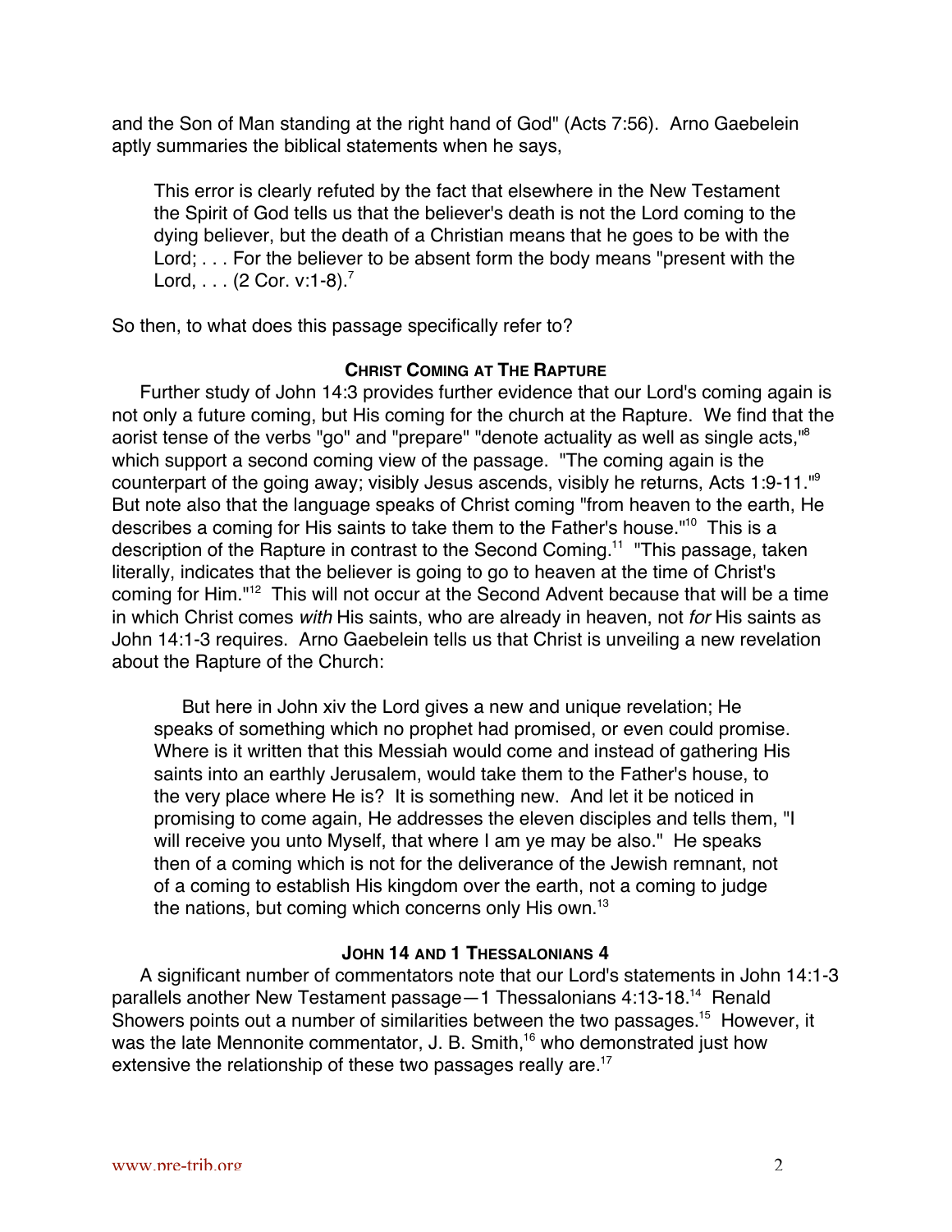and the Son of Man standing at the right hand of God" (Acts 7:56). Arno Gaebelein aptly summaries the biblical statements when he says,

> This error is clearly refuted by the fact that elsewhere in the New Testament the Spirit of God tells us that the believer's death is not the Lord coming to the dying believer, but the death of a Christian means that he goes to be with the Lord; . . . For the believer to be absent form the body means "present with the Lord, . . . (2 Cor. v:1-8).[7]

So then, to what does this passage specifically refer to?

### CHRIST COMING AT THE RAPTURE

Further study of John 14:3 provides further evidence that our Lord's coming again is not only a future coming, but His coming for the church at the Rapture. We find that the aorist tense of the verbs "go" and "prepare" "denote actuality as well as single acts,"[8] which support a second coming view of the passage. "The coming again is the counterpart of the going away; visibly Jesus ascends, visibly he returns, Acts 1:9-11."[9] But note also that the language speaks of Christ coming "from heaven to the earth, He describes a coming for His saints to take them to the Father's house."[10] This is a description of the Rapture in contrast to the Second Coming.[11] "This passage, taken literally, indicates that the believer is going to go to heaven at the time of Christ's coming for Him."[12] This will not occur at the Second Advent because that will be a time in which Christ comes *with* His saints, who are already in heaven, not *for* His saints as John 14:1-3 requires. Arno Gaebelein tells us that Christ is unveiling a new revelation about the Rapture of the Church:

> But here in John xiv the Lord gives a new and unique revelation; He speaks of something which no prophet had promised, or even could promise. Where is it written that this Messiah would come and instead of gathering His saints into an earthly Jerusalem, would take them to the Father's house, to the very place where He is? It is something new. And let it be noticed in promising to come again, He addresses the eleven disciples and tells them, "I will receive you unto Myself, that where I am ye may be also." He speaks then of a coming which is not for the deliverance of the Jewish remnant, not of a coming to establish His kingdom over the earth, not a coming to judge the nations, but coming which concerns only His own.[13]

### JOHN 14 AND 1 THESSALONIANS 4

A significant number of commentators note that our Lord's statements in John 14:1-3 parallels another New Testament passage—1 Thessalonians 4:13-18.[14] Renald Showers points out a number of similarities between the two passages.[15] However, it was the late Mennonite commentator, J. B. Smith,[16] who demonstrated just how extensive the relationship of these two passages really are.[17]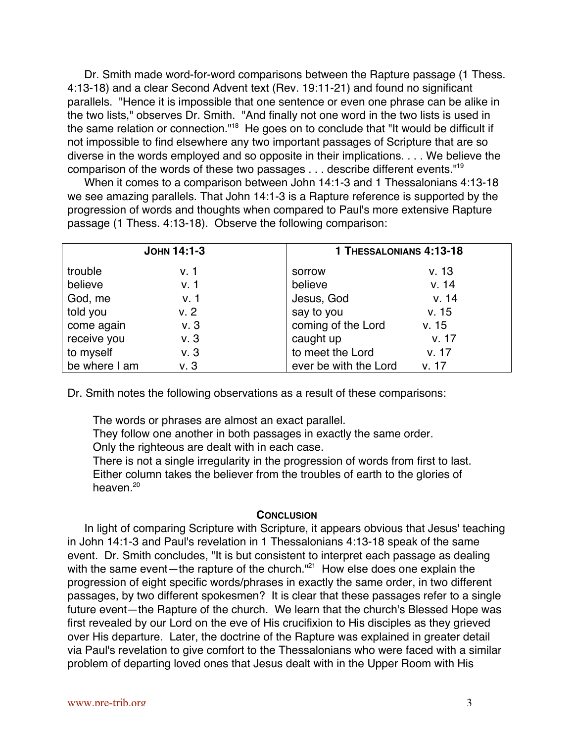Dr. Smith made word-for-word comparisons between the Rapture passage (1 Thess. 4:13-18) and a clear Second Advent text (Rev. 19:11-21) and found no significant parallels. "Hence it is impossible that one sentence or even one phrase can be alike in the two lists," observes Dr. Smith. "And finally not one word in the two lists is used in the same relation or connection."[18] He goes on to conclude that "It would be difficult if not impossible to find elsewhere any two important passages of Scripture that are so diverse in the words employed and so opposite in their implications. . . . We believe the comparison of the words of these two passages . . . describe different events."[19]

When it comes to a comparison between John 14:1-3 and 1 Thessalonians 4:13-18 we see amazing parallels. That John 14:1-3 is a Rapture reference is supported by the progression of words and thoughts when compared to Paul's more extensive Rapture passage (1 Thess. 4:13-18). Observe the following comparison:

| **John 14:1-3** | | **1 Thessalonians 4:13-18** | |
|---|---|---|---|
| trouble | v. 1 | sorrow | v. 13 |
| believe | v. 1 | believe | v. 14 |
| God, me | v. 1 | Jesus, God | v. 14 |
| told you | v. 2 | say to you | v. 15 |
| come again | v. 3 | coming of the Lord | v. 15 |
| receive you | v. 3 | caught up | v. 17 |
| to myself | v. 3 | to meet the Lord | v. 17 |
| be where I am | v. 3 | ever be with the Lord | v. 17 |

Dr. Smith notes the following observations as a result of these comparisons:

> The words or phrases are almost an exact parallel.
> They follow one another in both passages in exactly the same order.
> Only the righteous are dealt with in each case.
> There is not a single irregularity in the progression of words from first to last.
> Either column takes the believer from the troubles of earth to the glories of heaven.[20]

## Conclusion

In light of comparing Scripture with Scripture, it appears obvious that Jesus' teaching in John 14:1-3 and Paul's revelation in 1 Thessalonians 4:13-18 speak of the same event. Dr. Smith concludes, "It is but consistent to interpret each passage as dealing with the same event—the rapture of the church."[21] How else does one explain the progression of eight specific words/phrases in exactly the same order, in two different passages, by two different spokesmen? It is clear that these passages refer to a single future event—the Rapture of the church. We learn that the church's Blessed Hope was first revealed by our Lord on the eve of His crucifixion to His disciples as they grieved over His departure. Later, the doctrine of the Rapture was explained in greater detail via Paul's revelation to give comfort to the Thessalonians who were faced with a similar problem of departing loved ones that Jesus dealt with in the Upper Room with His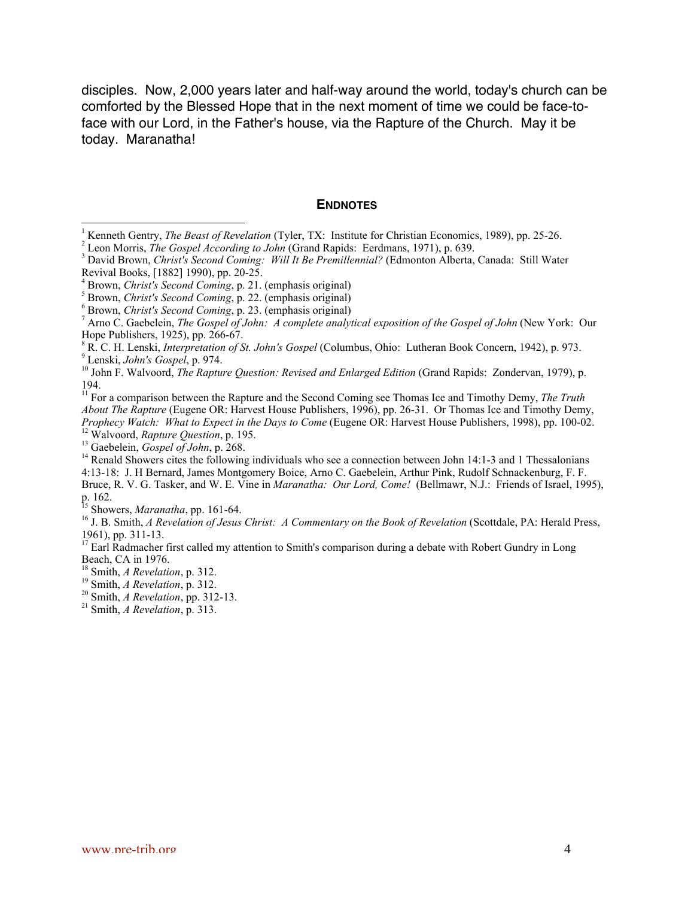disciples. Now, 2,000 years later and half-way around the world, today's church can be comforted by the Blessed Hope that in the next moment of time we could be face-to-face with our Lord, in the Father's house, via the Rapture of the Church. May it be today. Maranatha!

## ENDNOTES

[1] Kenneth Gentry, *The Beast of Revelation* (Tyler, TX: Institute for Christian Economics, 1989), pp. 25-26.
[2] Leon Morris, *The Gospel According to John* (Grand Rapids: Eerdmans, 1971), p. 639.
[3] David Brown, *Christ's Second Coming: Will It Be Premillennial?* (Edmonton Alberta, Canada: Still Water Revival Books, [1882] 1990), pp. 20-25.
[4] Brown, *Christ's Second Coming*, p. 21. (emphasis original)
[5] Brown, *Christ's Second Coming*, p. 22. (emphasis original)
[6] Brown, *Christ's Second Coming*, p. 23. (emphasis original)
[7] Arno C. Gaebelein, *The Gospel of John: A complete analytical exposition of the Gospel of John* (New York: Our Hope Publishers, 1925), pp. 266-67.
[8] R. C. H. Lenski, *Interpretation of St. John's Gospel* (Columbus, Ohio: Lutheran Book Concern, 1942), p. 973.
[9] Lenski, *John's Gospel*, p. 974.
[10] John F. Walvoord, *The Rapture Question: Revised and Enlarged Edition* (Grand Rapids: Zondervan, 1979), p. 194.
[11] For a comparison between the Rapture and the Second Coming see Thomas Ice and Timothy Demy, *The Truth About The Rapture* (Eugene OR: Harvest House Publishers, 1996), pp. 26-31. Or Thomas Ice and Timothy Demy, *Prophecy Watch: What to Expect in the Days to Come* (Eugene OR: Harvest House Publishers, 1998), pp. 100-02.
[12] Walvoord, *Rapture Question*, p. 195.
[13] Gaebelein, *Gospel of John*, p. 268.
[14] Renald Showers cites the following individuals who see a connection between John 14:1-3 and 1 Thessalonians 4:13-18: J. H Bernard, James Montgomery Boice, Arno C. Gaebelein, Arthur Pink, Rudolf Schnackenburg, F. F. Bruce, R. V. G. Tasker, and W. E. Vine in *Maranatha: Our Lord, Come!* (Bellmawr, N.J.: Friends of Israel, 1995), p. 162.
[15] Showers, *Maranatha*, pp. 161-64.
[16] J. B. Smith, *A Revelation of Jesus Christ: A Commentary on the Book of Revelation* (Scottdale, PA: Herald Press, 1961), pp. 311-13.
[17] Earl Radmacher first called my attention to Smith's comparison during a debate with Robert Gundry in Long Beach, CA in 1976.
[18] Smith, *A Revelation*, p. 312.
[19] Smith, *A Revelation*, p. 312.
[20] Smith, *A Revelation*, pp. 312-13.
[21] Smith, *A Revelation*, p. 313.